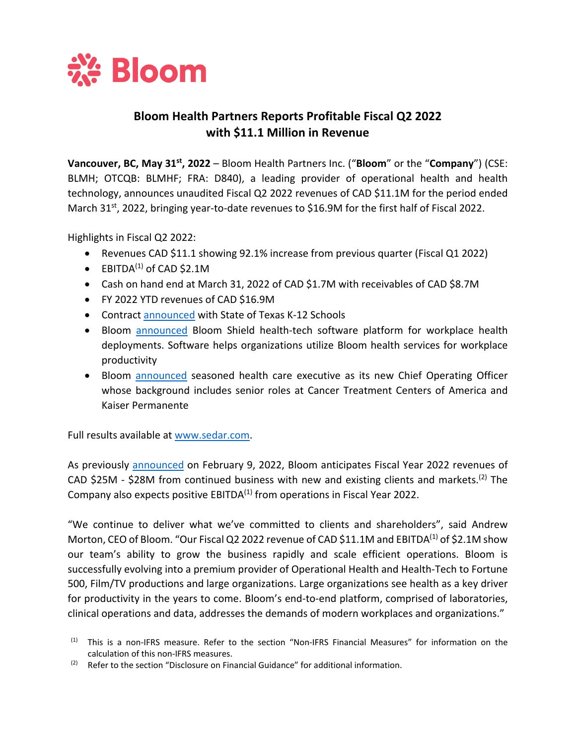Bloom

# Bloom Health Partners Reports Profitable Fiscal Q2 2022 with $11.1 Million in Revenue

**Vancouver, BC, May 31st, 2022** – Bloom Health Partners Inc. ("**Bloom**" or the "**Company**") (CSE: BLMH; OTCQB: BLMHF; FRA: D840), a leading provider of operational health and health technology, announces unaudited Fiscal Q2 2022 revenues of CAD $11.1M for the period ended March 31st, 2022, bringing year-to-date revenues to $16.9M for the first half of Fiscal 2022.

Highlights in Fiscal Q2 2022:

- Revenues CAD $11.1 showing 92.1% increase from previous quarter (Fiscal Q1 2022)
- EBITDA(1) of CAD $2.1M
- Cash on hand end at March 31, 2022 of CAD $1.7M with receivables of CAD $8.7M
- FY 2022 YTD revenues of CAD $16.9M
- Contract announced with State of Texas K-12 Schools
- Bloom announced Bloom Shield health-tech software platform for workplace health deployments. Software helps organizations utilize Bloom health services for workplace productivity
- Bloom announced seasoned health care executive as its new Chief Operating Officer whose background includes senior roles at Cancer Treatment Centers of America and Kaiser Permanente

Full results available at www.sedar.com.

As previously announced on February 9, 2022, Bloom anticipates Fiscal Year 2022 revenues of CAD $25M - $28M from continued business with new and existing clients and markets.(2) The Company also expects positive EBITDA(1) from operations in Fiscal Year 2022.

"We continue to deliver what we've committed to clients and shareholders", said Andrew Morton, CEO of Bloom. "Our Fiscal Q2 2022 revenue of CAD $11.1M and EBITDA(1) of $2.1M show our team's ability to grow the business rapidly and scale efficient operations. Bloom is successfully evolving into a premium provider of Operational Health and Health-Tech to Fortune 500, Film/TV productions and large organizations. Large organizations see health as a key driver for productivity in the years to come. Bloom's end-to-end platform, comprised of laboratories, clinical operations and data, addresses the demands of modern workplaces and organizations."

(1) This is a non-IFRS measure. Refer to the section "Non-IFRS Financial Measures" for information on the calculation of this non-IFRS measures.

(2) Refer to the section "Disclosure on Financial Guidance" for additional information.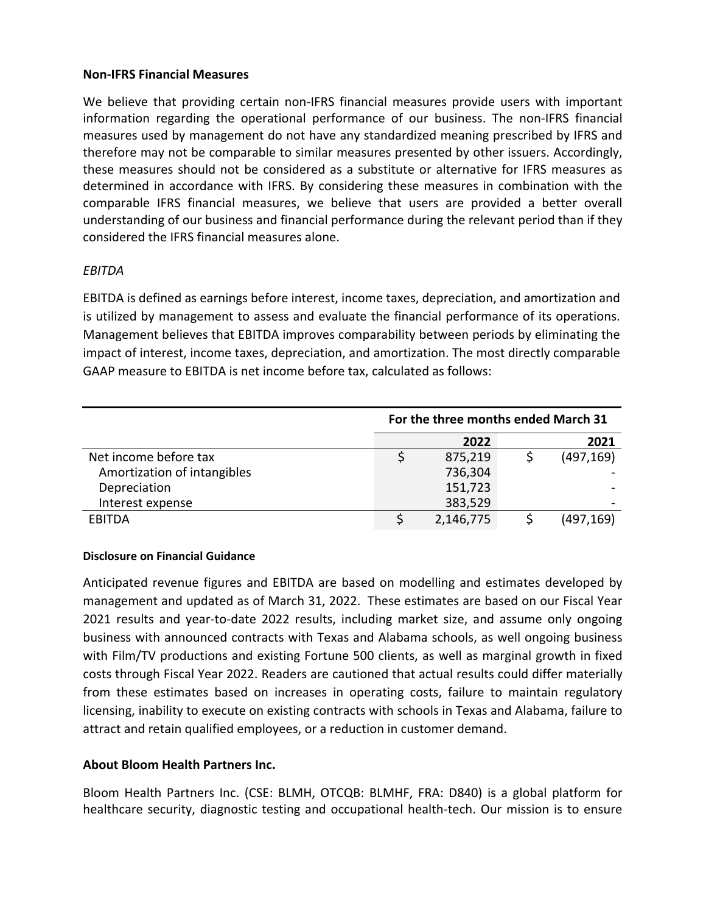## Non-IFRS Financial Measures

We believe that providing certain non-IFRS financial measures provide users with important information regarding the operational performance of our business. The non-IFRS financial measures used by management do not have any standardized meaning prescribed by IFRS and therefore may not be comparable to similar measures presented by other issuers. Accordingly, these measures should not be considered as a substitute or alternative for IFRS measures as determined in accordance with IFRS. By considering these measures in combination with the comparable IFRS financial measures, we believe that users are provided a better overall understanding of our business and financial performance during the relevant period than if they considered the IFRS financial measures alone.

*EBITDA*

EBITDA is defined as earnings before interest, income taxes, depreciation, and amortization and is utilized by management to assess and evaluate the financial performance of its operations. Management believes that EBITDA improves comparability between periods by eliminating the impact of interest, income taxes, depreciation, and amortization. The most directly comparable GAAP measure to EBITDA is net income before tax, calculated as follows:

| | For the three months ended March 31 | |
|---|---|---|
| | 2022 | 2021 |
| Net income before tax | $ 875,219 | $ (497,169) |
| Amortization of intangibles | 736,304 | - |
| Depreciation | 151,723 | - |
| Interest expense | 383,529 | - |
| EBITDA | $ 2,146,775 | $ (497,169) |

#### Disclosure on Financial Guidance

Anticipated revenue figures and EBITDA are based on modelling and estimates developed by management and updated as of March 31, 2022. These estimates are based on our Fiscal Year 2021 results and year-to-date 2022 results, including market size, and assume only ongoing business with announced contracts with Texas and Alabama schools, as well ongoing business with Film/TV productions and existing Fortune 500 clients, as well as marginal growth in fixed costs through Fiscal Year 2022. Readers are cautioned that actual results could differ materially from these estimates based on increases in operating costs, failure to maintain regulatory licensing, inability to execute on existing contracts with schools in Texas and Alabama, failure to attract and retain qualified employees, or a reduction in customer demand.

## About Bloom Health Partners Inc.

Bloom Health Partners Inc. (CSE: BLMH, OTCQB: BLMHF, FRA: D840) is a global platform for healthcare security, diagnostic testing and occupational health-tech. Our mission is to ensure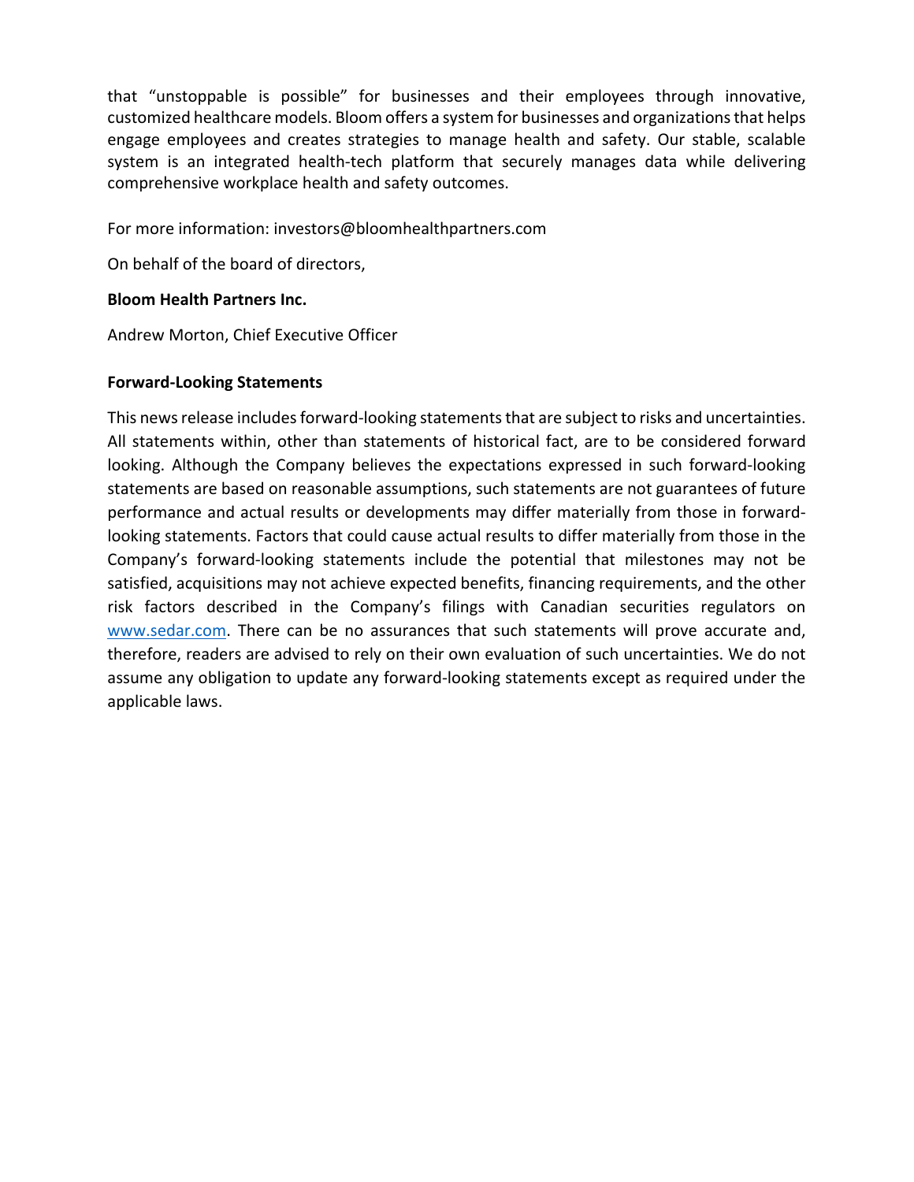that "unstoppable is possible" for businesses and their employees through innovative, customized healthcare models. Bloom offers a system for businesses and organizations that helps engage employees and creates strategies to manage health and safety. Our stable, scalable system is an integrated health-tech platform that securely manages data while delivering comprehensive workplace health and safety outcomes.

For more information: investors@bloomhealthpartners.com

On behalf of the board of directors,

**Bloom Health Partners Inc.**

Andrew Morton, Chief Executive Officer

**Forward-Looking Statements**

This news release includes forward-looking statements that are subject to risks and uncertainties. All statements within, other than statements of historical fact, are to be considered forward looking. Although the Company believes the expectations expressed in such forward-looking statements are based on reasonable assumptions, such statements are not guarantees of future performance and actual results or developments may differ materially from those in forward-looking statements. Factors that could cause actual results to differ materially from those in the Company's forward-looking statements include the potential that milestones may not be satisfied, acquisitions may not achieve expected benefits, financing requirements, and the other risk factors described in the Company's filings with Canadian securities regulators on www.sedar.com. There can be no assurances that such statements will prove accurate and, therefore, readers are advised to rely on their own evaluation of such uncertainties. We do not assume any obligation to update any forward-looking statements except as required under the applicable laws.